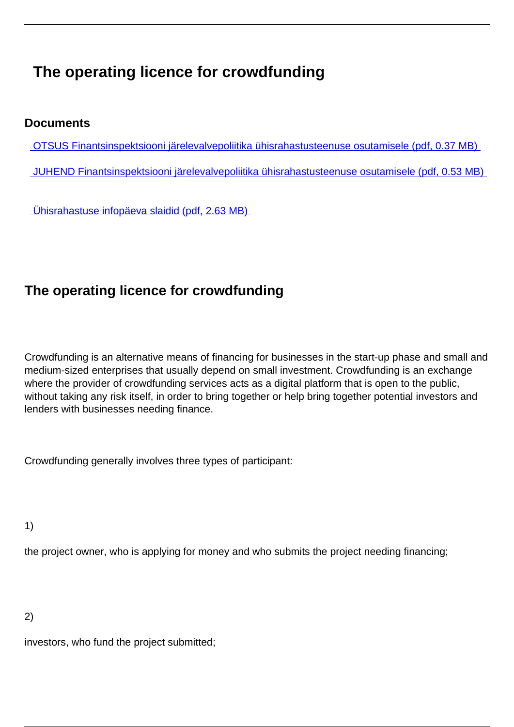# The operating licence for crowdfunding

### Documents

OTSUS Finantsinspektsiooni järelevalvepoliitika ühisrahastusteenuse osutamisele (pdf, 0.37 MB)

JUHEND Finantsinspektsiooni järelevalvepoliitika ühisrahastusteenuse osutamisele (pdf, 0.53 MB)

Ühisrahastuse infopäeva slaidid (pdf, 2.63 MB)

## The operating licence for crowdfunding

Crowdfunding is an alternative means of financing for businesses in the start-up phase and small and medium-sized enterprises that usually depend on small investment. Crowdfunding is an exchange where the provider of crowdfunding services acts as a digital platform that is open to the public, without taking any risk itself, in order to bring together or help bring together potential investors and lenders with businesses needing finance.

Crowdfunding generally involves three types of participant:

1)

the project owner, who is applying for money and who submits the project needing financing;

2)

investors, who fund the project submitted;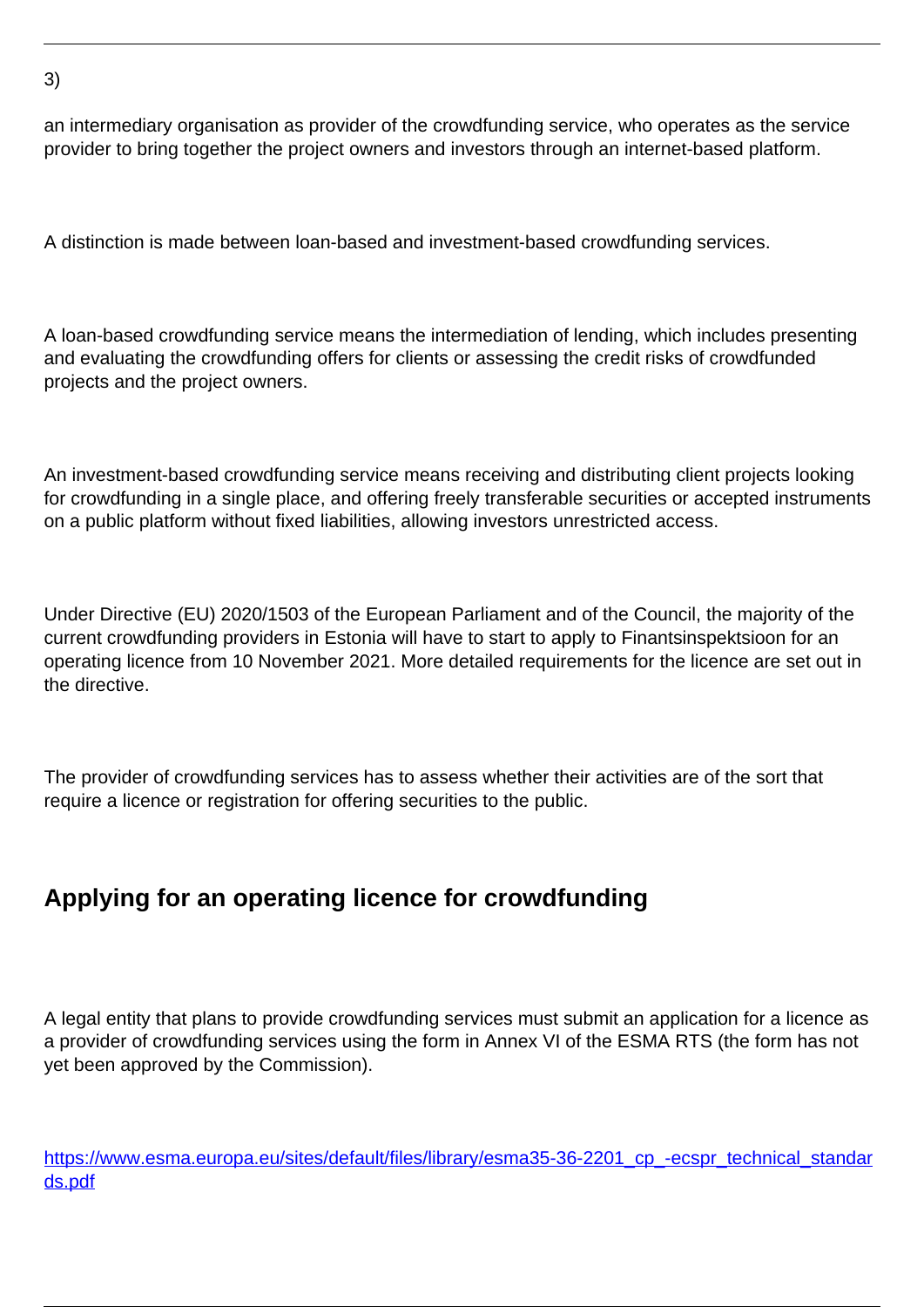3)

an intermediary organisation as provider of the crowdfunding service, who operates as the service provider to bring together the project owners and investors through an internet-based platform.

A distinction is made between loan-based and investment-based crowdfunding services.

A loan-based crowdfunding service means the intermediation of lending, which includes presenting and evaluating the crowdfunding offers for clients or assessing the credit risks of crowdfunded projects and the project owners.

An investment-based crowdfunding service means receiving and distributing client projects looking for crowdfunding in a single place, and offering freely transferable securities or accepted instruments on a public platform without fixed liabilities, allowing investors unrestricted access.

Under Directive (EU) 2020/1503 of the European Parliament and of the Council, the majority of the current crowdfunding providers in Estonia will have to start to apply to Finantsinspektsioon for an operating licence from 10 November 2021. More detailed requirements for the licence are set out in the directive.

The provider of crowdfunding services has to assess whether their activities are of the sort that require a licence or registration for offering securities to the public.

## Applying for an operating licence for crowdfunding

A legal entity that plans to provide crowdfunding services must submit an application for a licence as a provider of crowdfunding services using the form in Annex VI of the ESMA RTS (the form has not yet been approved by the Commission).

[https://www.esma.europa.eu/sites/default/files/library/esma35-36-2201_cp_-ecspr_technical_standards.pdf](https://www.esma.europa.eu/sites/default/files/library/esma35-36-2201_cp_-ecspr_technical_standards.pdf)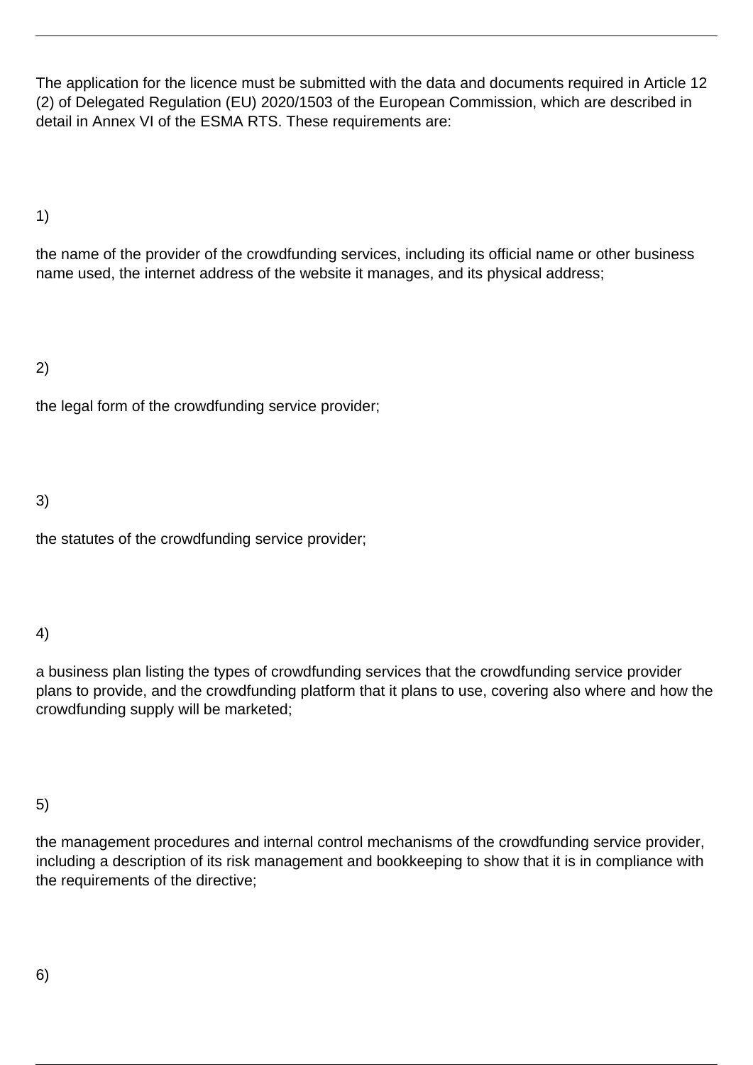The application for the licence must be submitted with the data and documents required in Article 12 (2) of Delegated Regulation (EU) 2020/1503 of the European Commission, which are described in detail in Annex VI of the ESMA RTS. These requirements are:

1)

the name of the provider of the crowdfunding services, including its official name or other business name used, the internet address of the website it manages, and its physical address;

2)

the legal form of the crowdfunding service provider;

3)

the statutes of the crowdfunding service provider;

4)

a business plan listing the types of crowdfunding services that the crowdfunding service provider plans to provide, and the crowdfunding platform that it plans to use, covering also where and how the crowdfunding supply will be marketed;

5)

the management procedures and internal control mechanisms of the crowdfunding service provider, including a description of its risk management and bookkeeping to show that it is in compliance with the requirements of the directive;

6)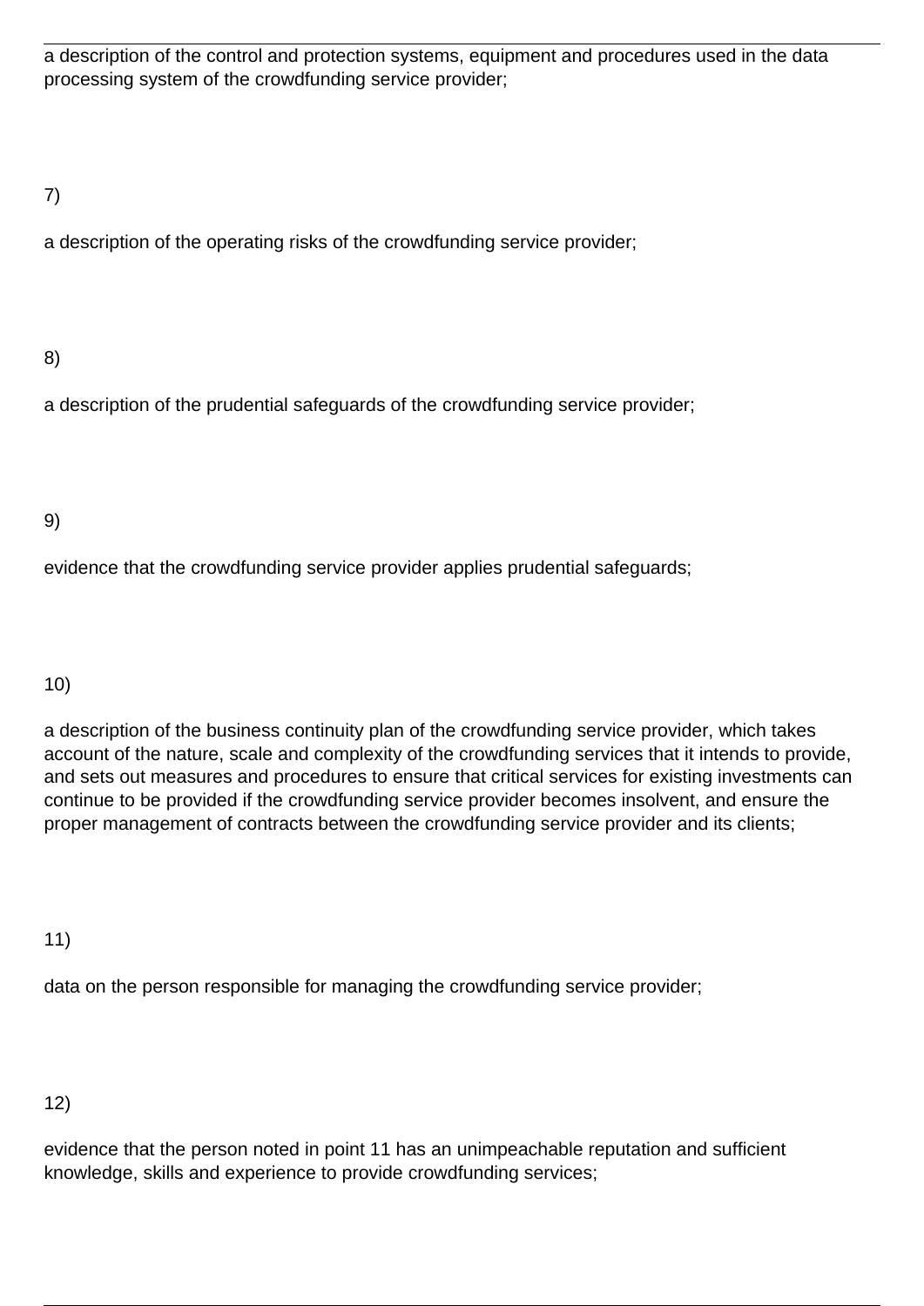a description of the control and protection systems, equipment and procedures used in the data processing system of the crowdfunding service provider;

7)

a description of the operating risks of the crowdfunding service provider;

8)

a description of the prudential safeguards of the crowdfunding service provider;

9)

evidence that the crowdfunding service provider applies prudential safeguards;

10)

a description of the business continuity plan of the crowdfunding service provider, which takes account of the nature, scale and complexity of the crowdfunding services that it intends to provide, and sets out measures and procedures to ensure that critical services for existing investments can continue to be provided if the crowdfunding service provider becomes insolvent, and ensure the proper management of contracts between the crowdfunding service provider and its clients;

11)

data on the person responsible for managing the crowdfunding service provider;

12)

evidence that the person noted in point 11 has an unimpeachable reputation and sufficient knowledge, skills and experience to provide crowdfunding services;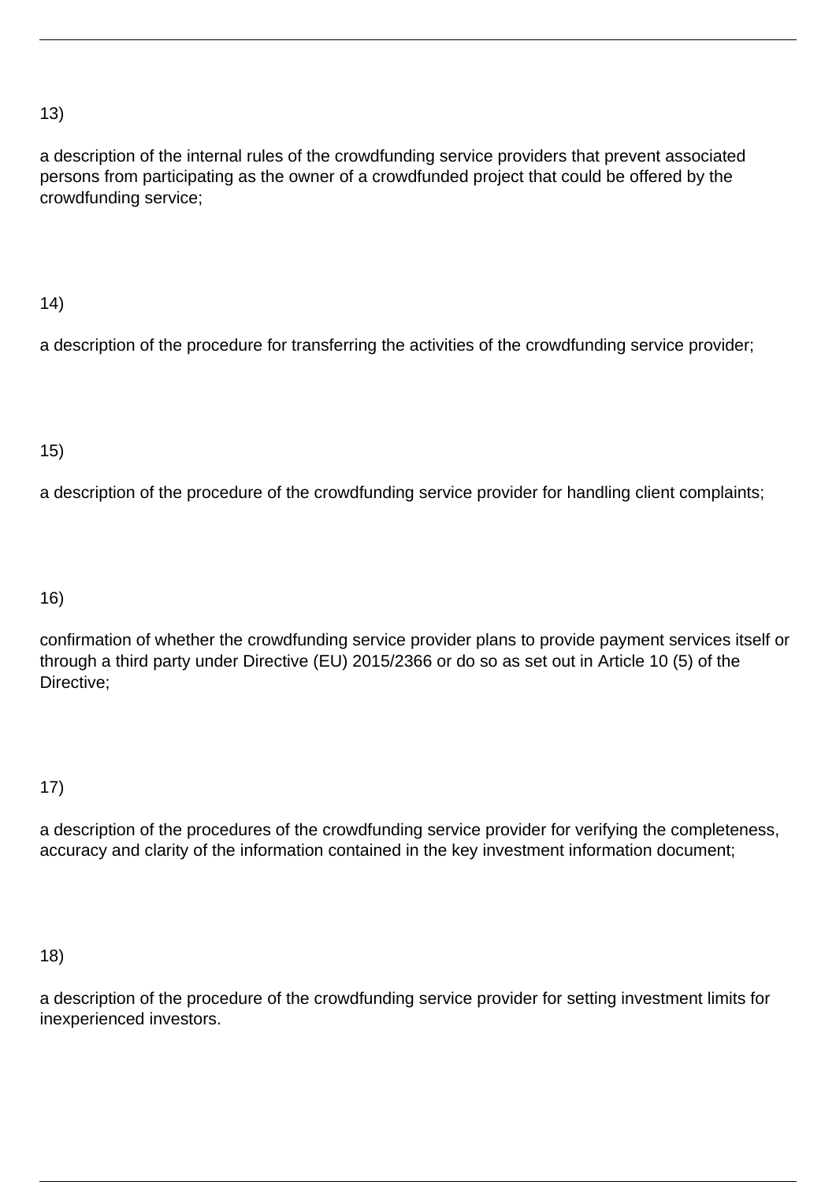13)

a description of the internal rules of the crowdfunding service providers that prevent associated persons from participating as the owner of a crowdfunded project that could be offered by the crowdfunding service;

14)

a description of the procedure for transferring the activities of the crowdfunding service provider;

15)

a description of the procedure of the crowdfunding service provider for handling client complaints;

16)

confirmation of whether the crowdfunding service provider plans to provide payment services itself or through a third party under Directive (EU) 2015/2366 or do so as set out in Article 10 (5) of the Directive;

17)

a description of the procedures of the crowdfunding service provider for verifying the completeness, accuracy and clarity of the information contained in the key investment information document;

18)

a description of the procedure of the crowdfunding service provider for setting investment limits for inexperienced investors.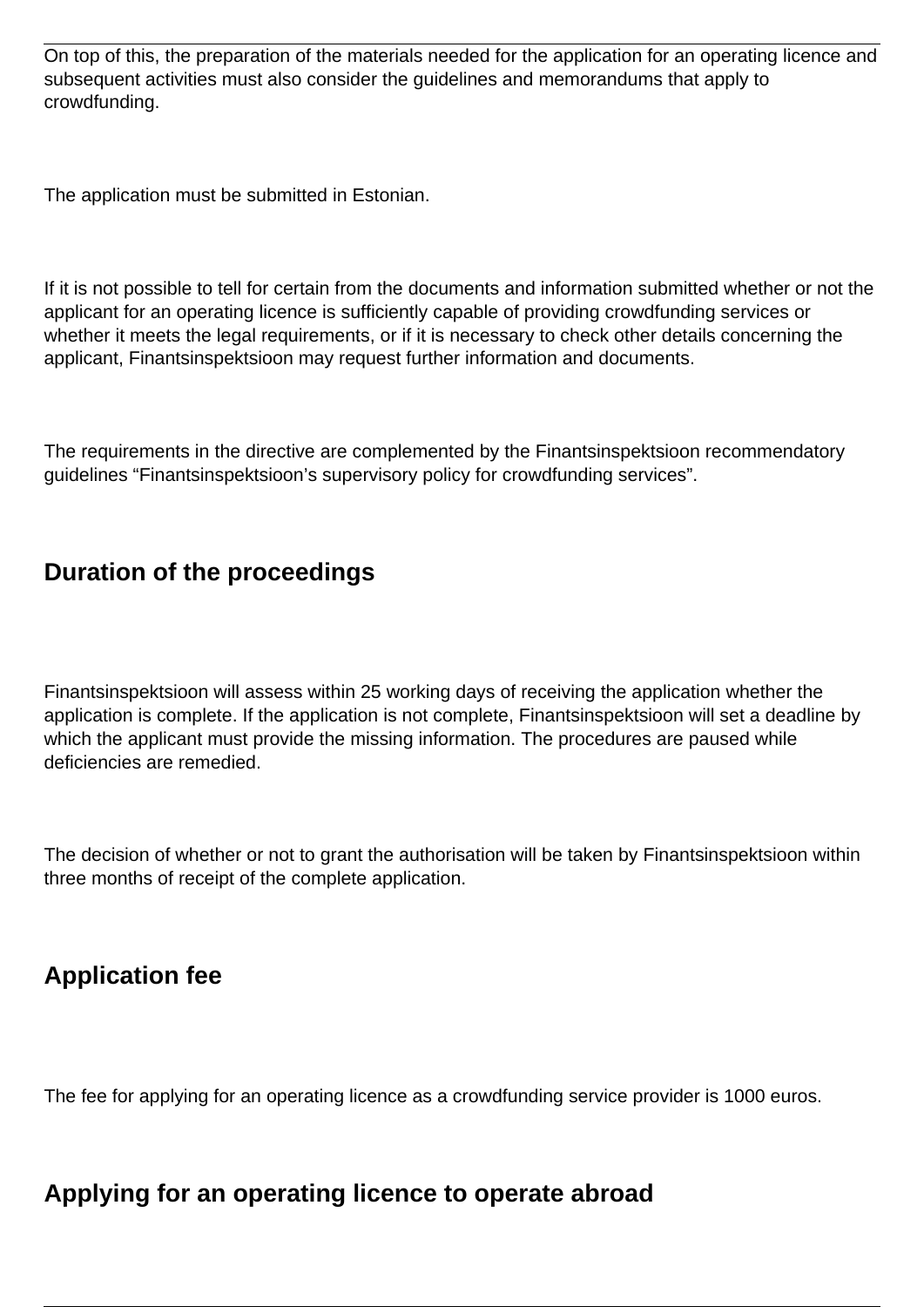On top of this, the preparation of the materials needed for the application for an operating licence and subsequent activities must also consider the guidelines and memorandums that apply to crowdfunding.

The application must be submitted in Estonian.

If it is not possible to tell for certain from the documents and information submitted whether or not the applicant for an operating licence is sufficiently capable of providing crowdfunding services or whether it meets the legal requirements, or if it is necessary to check other details concerning the applicant, Finantsinspektsioon may request further information and documents.

The requirements in the directive are complemented by the Finantsinspektsioon recommendatory guidelines “Finantsinspektsioon’s supervisory policy for crowdfunding services”.

## Duration of the proceedings

Finantsinspektsioon will assess within 25 working days of receiving the application whether the application is complete. If the application is not complete, Finantsinspektsioon will set a deadline by which the applicant must provide the missing information. The procedures are paused while deficiencies are remedied.

The decision of whether or not to grant the authorisation will be taken by Finantsinspektsioon within three months of receipt of the complete application.

## Application fee

The fee for applying for an operating licence as a crowdfunding service provider is 1000 euros.

## Applying for an operating licence to operate abroad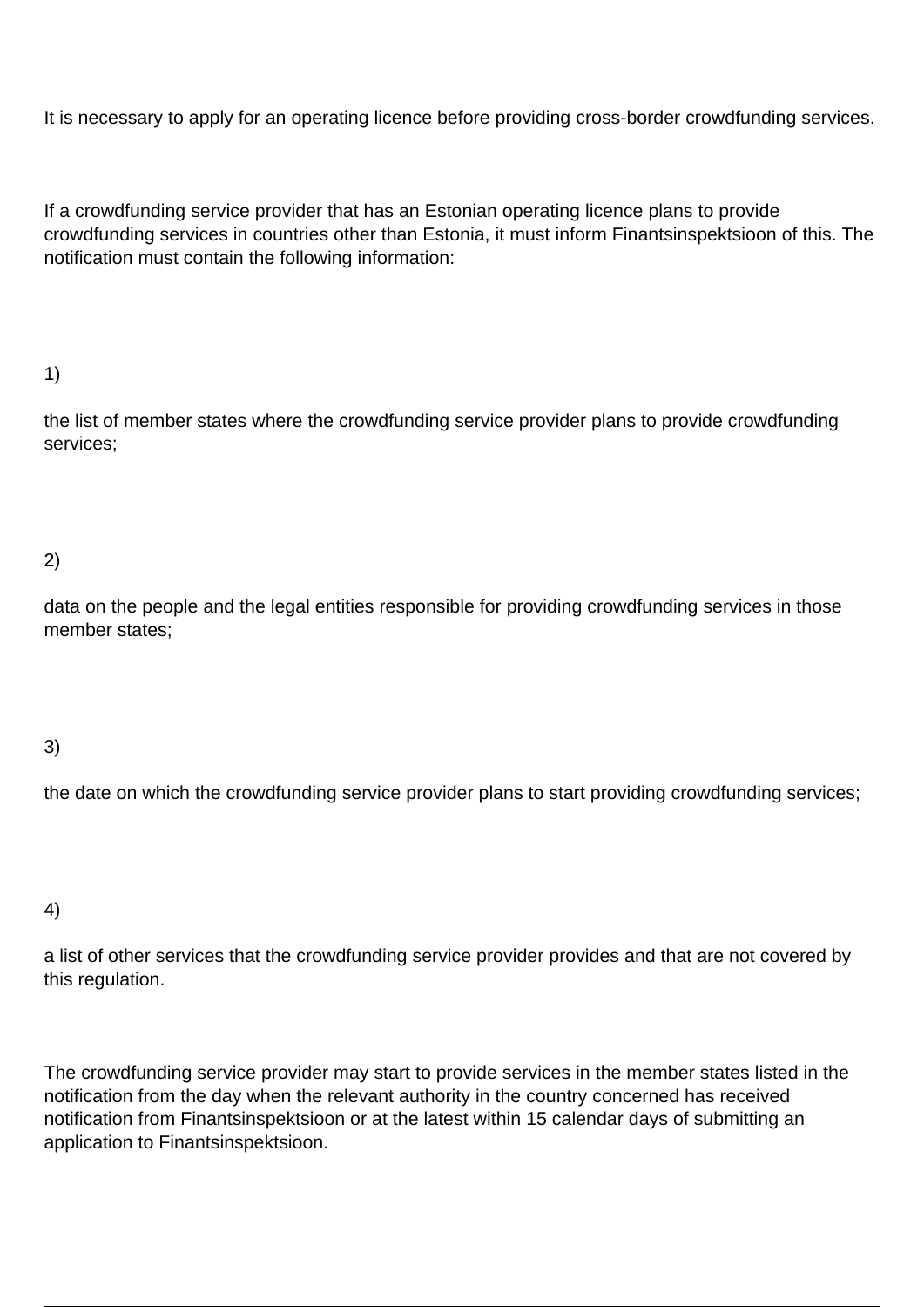It is necessary to apply for an operating licence before providing cross-border crowdfunding services.

If a crowdfunding service provider that has an Estonian operating licence plans to provide crowdfunding services in countries other than Estonia, it must inform Finantsinspektsioon of this. The notification must contain the following information:

1) the list of member states where the crowdfunding service provider plans to provide crowdfunding services;

2) data on the people and the legal entities responsible for providing crowdfunding services in those member states;

3) the date on which the crowdfunding service provider plans to start providing crowdfunding services;

4) a list of other services that the crowdfunding service provider provides and that are not covered by this regulation.

The crowdfunding service provider may start to provide services in the member states listed in the notification from the day when the relevant authority in the country concerned has received notification from Finantsinspektsioon or at the latest within 15 calendar days of submitting an application to Finantsinspektsioon.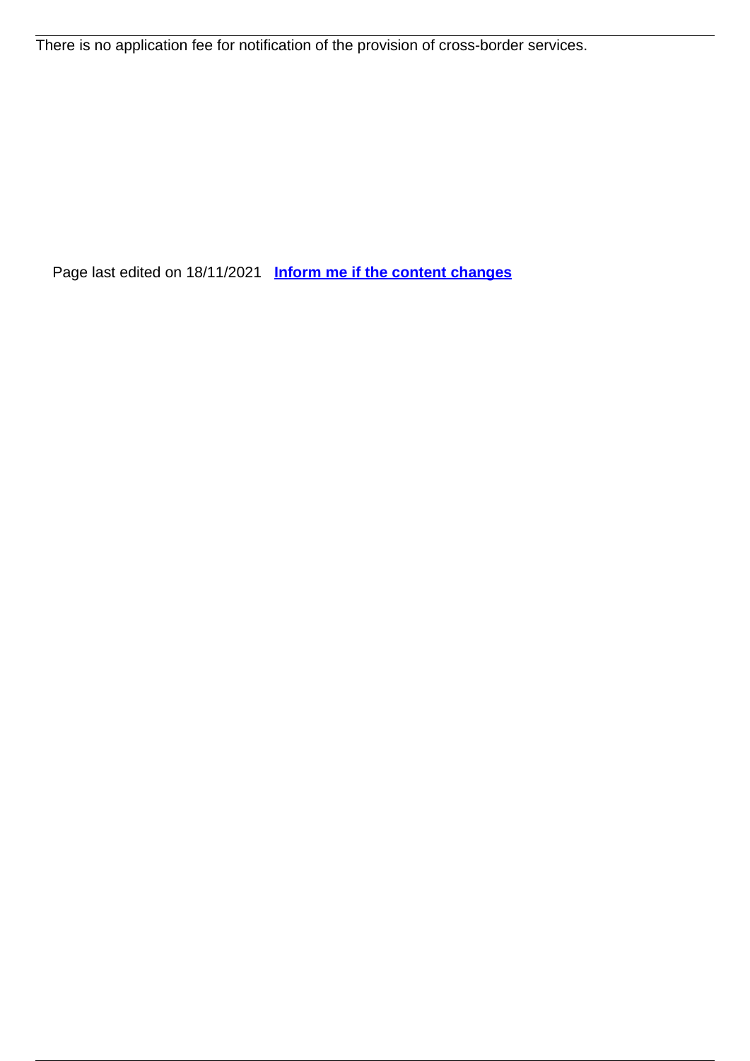There is no application fee for notification of the provision of cross-border services.

Page last edited on 18/11/2021 **Inform me if the content changes**